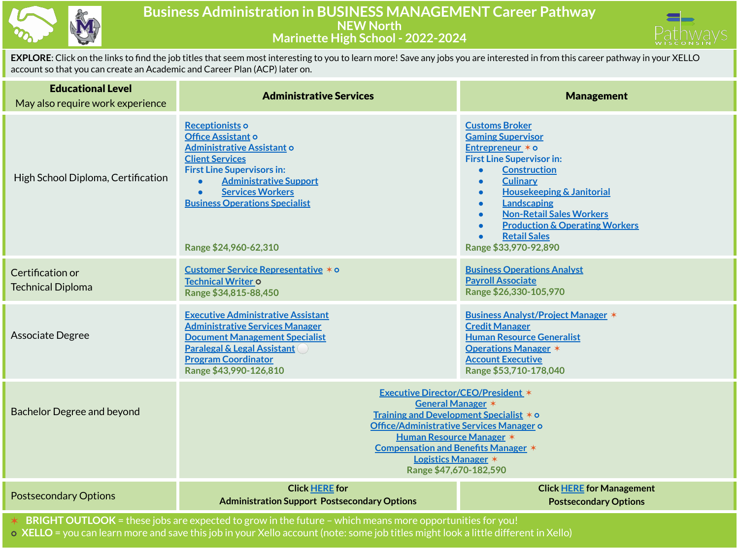# Business Administration in BUSINESS MANAGEMENT Career Pathway

## NEW North

## Marinette High School - 2022-2024

**EXPLORE**: Click on the links to find the job titles that seem most interesting to you to learn more! Save any jobs you are interested in from this career pathway in your XELLO account so that you can create an Academic and Career Plan (ACP) later on.

| **Educational Level**<br>May also require work experience | **Administrative Services** | **Management** |
|---|---|---|
| High School Diploma, Certification | Receptionists ⚬<br>Office Assistant ⚬<br>Administrative Assistant ⚬<br>Client Services<br>First Line Supervisors in:<br>• Administrative Support<br>• Services Workers<br>Business Operations Specialist<br><br>Range $24,960-62,310 | Customs Broker<br>Gaming Supervisor<br>Entrepreneur ✶ ⚬<br>First Line Supervisor in:<br>• Construction<br>• Culinary<br>• Housekeeping & Janitorial<br>• Landscaping<br>• Non-Retail Sales Workers<br>• Production & Operating Workers<br>• Retail Sales<br>Range $33,970-92,890 |
| Certification or Technical Diploma | Customer Service Representative ✶ ⚬<br>Technical Writer ⚬<br>Range $34,815-88,450 | Business Operations Analyst<br>Payroll Associate<br>Range $26,330-105,970 |
| Associate Degree | Executive Administrative Assistant<br>Administrative Services Manager<br>Document Management Specialist<br>Paralegal & Legal Assistant<br>Program Coordinator<br>Range $43,990-126,810 | Business Analyst/Project Manager ✶<br>Credit Manager<br>Human Resource Generalist<br>Operations Manager ✶<br>Account Executive<br>Range $53,710-178,040 |
| Bachelor Degree and beyond | Executive Director/CEO/President ✶<br>General Manager ✶<br>Training and Development Specialist ✶ ⚬<br>Office/Administrative Services Manager ⚬<br>Human Resource Manager ✶<br>Compensation and Benefits Manager ✶<br>Logistics Manager ✶<br>Range $47,670-182,590 | |
| Postsecondary Options | Click HERE for Administration Support Postsecondary Options | Click HERE for Management Postsecondary Options |

✶ **BRIGHT OUTLOOK** = these jobs are expected to grow in the future – which means more opportunities for you!

⚬ **XELLO** = you can learn more and save this job in your Xello account (note: some job titles might look a little different in Xello)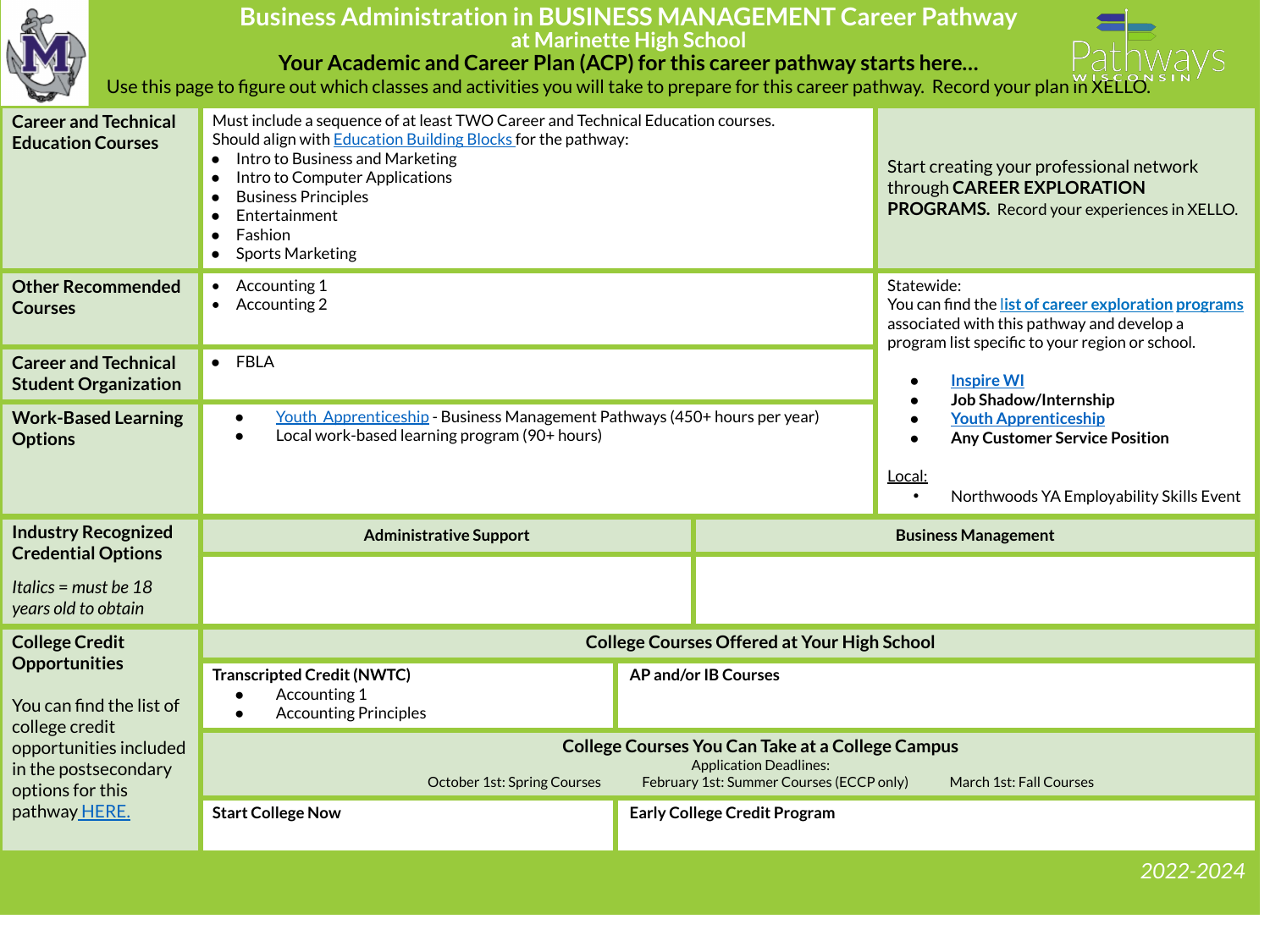# Business Administration in BUSINESS MANAGEMENT Career Pathway

## at Marinette High School

**Your Academic and Career Plan (ACP) for this career pathway starts here...**

Use this page to figure out which classes and activities you will take to prepare for this career pathway. Record your plan in XELLO.

| | | |
|---|---|---|
| **Career and Technical Education Courses** | Must include a sequence of at least TWO Career and Technical Education courses. Should align with Education Building Blocks for the pathway: • Intro to Business and Marketing • Intro to Computer Applications • Business Principles • Entertainment • Fashion • Sports Marketing | Start creating your professional network through **CAREER EXPLORATION PROGRAMS.** Record your experiences in XELLO. |
| **Other Recommended Courses** | • Accounting 1 • Accounting 2 | Statewide: You can find the list of career exploration programs associated with this pathway and develop a program list specific to your region or school. • Inspire WI • **Job Shadow/Internship** • Youth Apprenticeship • **Any Customer Service Position** Local: • Northwoods YA Employability Skills Event |
| **Career and Technical Student Organization** | • FBLA | |
| **Work-Based Learning Options** | • Youth Apprenticeship - Business Management Pathways (450+ hours per year) • Local work-based learning program (90+ hours) | |

| **Industry Recognized Credential Options** *Italics = must be 18 years old to obtain* | **Administrative Support** | **Business Management** |
|---|---|---|
| | | |

**College Credit Opportunities**

You can find the list of college credit opportunities included in the postsecondary options for this pathway HERE.

**College Courses Offered at Your High School**

| **Transcripted Credit (NWTC)** | **AP and/or IB Courses** |
|---|---|
| • Accounting 1 • Accounting Principles | |

**College Courses You Can Take at a College Campus**

Application Deadlines:
October 1st: Spring Courses    February 1st: Summer Courses (ECCP only)    March 1st: Fall Courses

| **Start College Now** | **Early College Credit Program** |
|---|---|
| | |

*2022-2024*